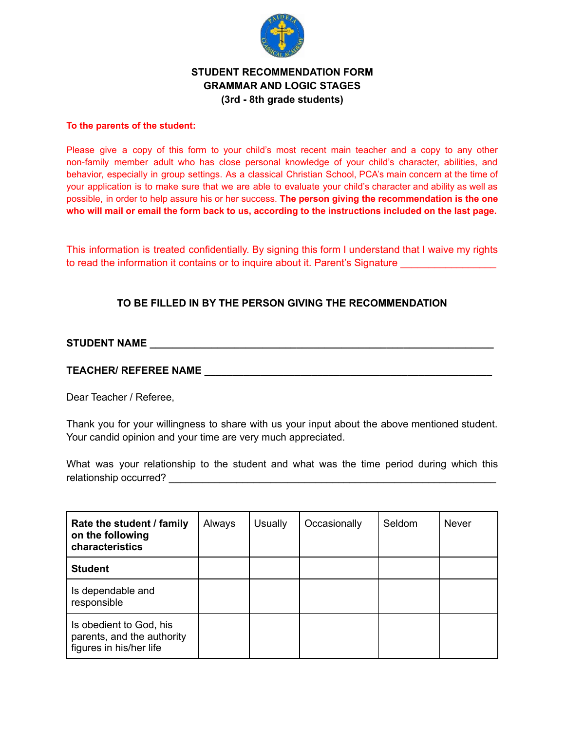# STUDENT RECOMMENDATION FORM
## GRAMMAR AND LOGIC STAGES
### (3rd - 8th grade students)

**To the parents of the student:**

Please give a copy of this form to your child's most recent main teacher and a copy to any other non-family member adult who has close personal knowledge of your child's character, abilities, and behavior, especially in group settings. As a classical Christian School, PCA's main concern at the time of your application is to make sure that we are able to evaluate your child's character and ability as well as possible, in order to help assure his or her success. **The person giving the recommendation is the one who will mail or email the form back to us, according to the instructions included on the last page.**

This information is treated confidentially. By signing this form I understand that I waive my rights to read the information it contains or to inquire about it. Parent's Signature _________________

**TO BE FILLED IN BY THE PERSON GIVING THE RECOMMENDATION**

**STUDENT NAME** ____________________________________________________________

**TEACHER/ REFEREE NAME** __________________________________________________

Dear Teacher / Referee,

Thank you for your willingness to share with us your input about the above mentioned student. Your candid opinion and your time are very much appreciated.

What was your relationship to the student and what was the time period during which this relationship occurred? ____________________________________________________________

| **Rate the student / family on the following characteristics** | Always | Usually | Occasionally | Seldom | Never |
|---|---|---|---|---|---|
| **Student** | | | | | |
| Is dependable and responsible | | | | | |
| Is obedient to God, his parents, and the authority figures in his/her life | | | | | |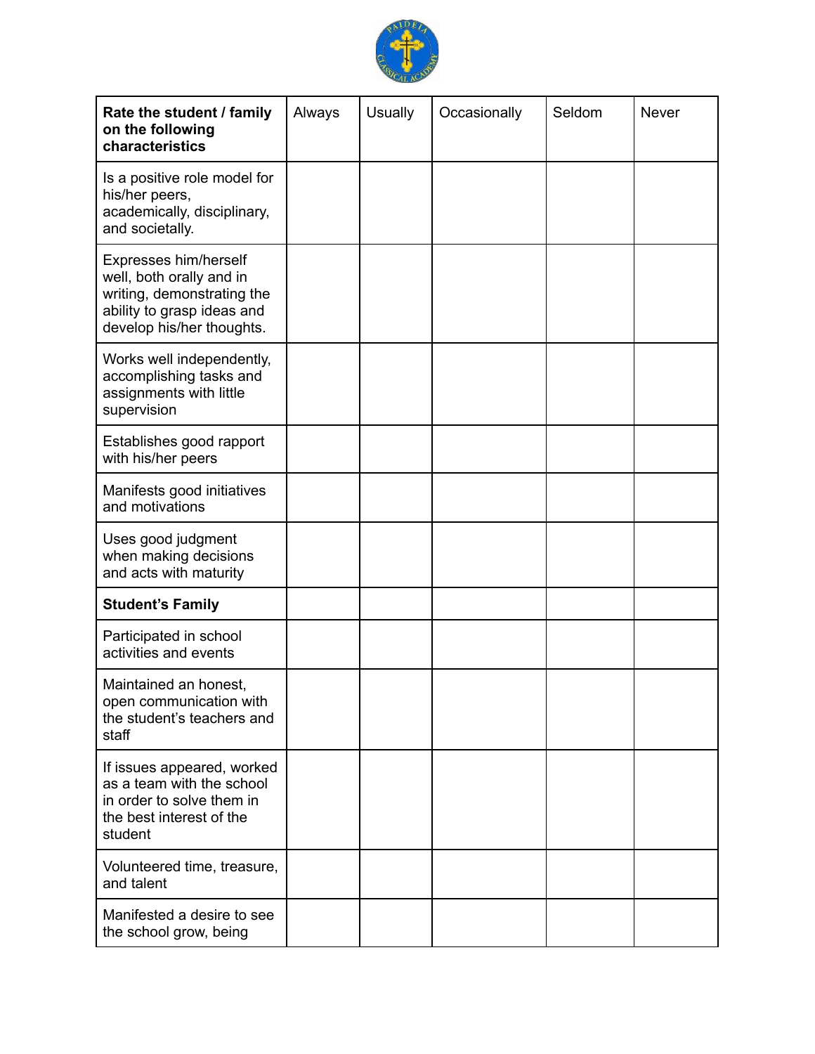| Rate the student / family on the following characteristics | Always | Usually | Occasionally | Seldom | Never |
|---|---|---|---|---|---|
| Is a positive role model for his/her peers, academically, disciplinary, and societally. | | | | | |
| Expresses him/herself well, both orally and in writing, demonstrating the ability to grasp ideas and develop his/her thoughts. | | | | | |
| Works well independently, accomplishing tasks and assignments with little supervision | | | | | |
| Establishes good rapport with his/her peers | | | | | |
| Manifests good initiatives and motivations | | | | | |
| Uses good judgment when making decisions and acts with maturity | | | | | |
| **Student's Family** | | | | | |
| Participated in school activities and events | | | | | |
| Maintained an honest, open communication with the student's teachers and staff | | | | | |
| If issues appeared, worked as a team with the school in order to solve them in the best interest of the student | | | | | |
| Volunteered time, treasure, and talent | | | | | |
| Manifested a desire to see the school grow, being | | | | | |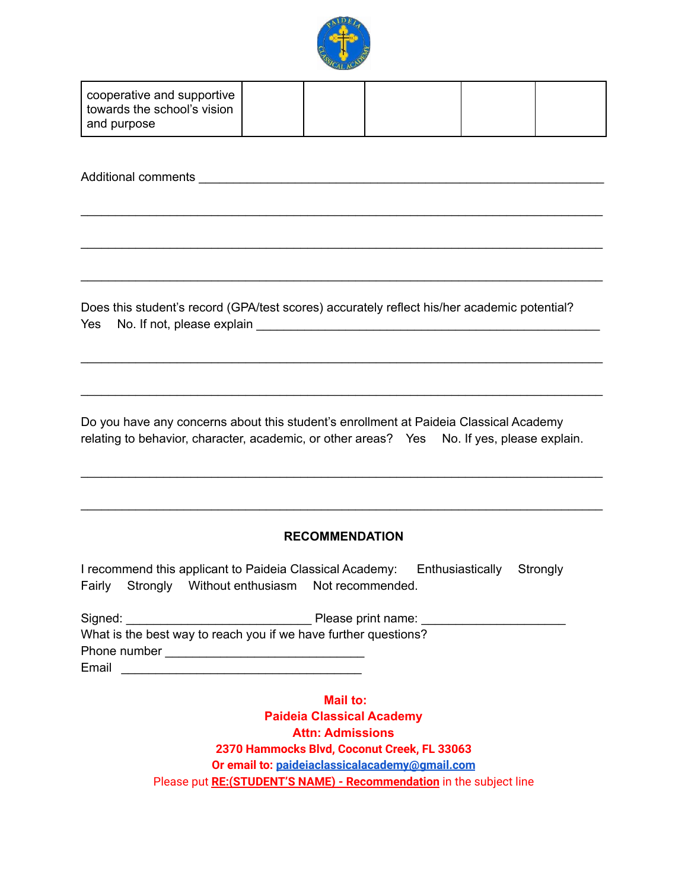| | | | | | |
|---|---|---|---|---|---|
| cooperative and supportive towards the school's vision and purpose | | | | | |

Additional comments ____________________________________________________________

______________________________________________________________________________

______________________________________________________________________________

______________________________________________________________________________

Does this student's record (GPA/test scores) accurately reflect his/her academic potential?
Yes No. If not, please explain ____________________________________________________

______________________________________________________________________________

______________________________________________________________________________

Do you have any concerns about this student's enrollment at Paideia Classical Academy relating to behavior, character, academic, or other areas? Yes No. If yes, please explain.

______________________________________________________________________________

______________________________________________________________________________

**RECOMMENDATION**

I recommend this applicant to Paideia Classical Academy: Enthusiastically Strongly Fairly Strongly Without enthusiasm Not recommended.

Signed: ___________________________ Please print name: _____________________
What is the best way to reach you if we have further questions?
Phone number _____________________________
Email ___________________________________

**Mail to:**
**Paideia Classical Academy**
**Attn: Admissions**
**2370 Hammocks Blvd, Coconut Creek, FL 33063**
**Or email to: paideiaclassicalacademy@gmail.com**
Please put **RE:(STUDENT'S NAME) - Recommendation** in the subject line